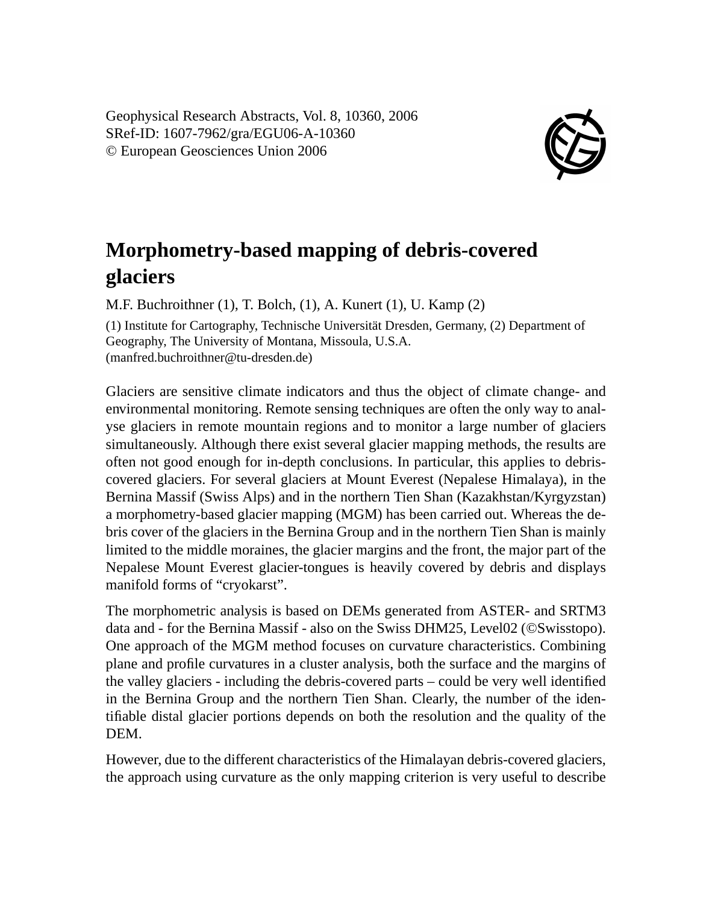Geophysical Research Abstracts, Vol. 8, 10360, 2006
SRef-ID: 1607-7962/gra/EGU06-A-10360
© European Geosciences Union 2006

# Morphometry-based mapping of debris-covered glaciers

M.F. Buchroithner (1), T. Bolch, (1), A. Kunert (1), U. Kamp (2)

(1) Institute for Cartography, Technische Universität Dresden, Germany, (2) Department of Geography, The University of Montana, Missoula, U.S.A.
(manfred.buchroithner@tu-dresden.de)

Glaciers are sensitive climate indicators and thus the object of climate change- and environmental monitoring. Remote sensing techniques are often the only way to analyse glaciers in remote mountain regions and to monitor a large number of glaciers simultaneously. Although there exist several glacier mapping methods, the results are often not good enough for in-depth conclusions. In particular, this applies to debris-covered glaciers. For several glaciers at Mount Everest (Nepalese Himalaya), in the Bernina Massif (Swiss Alps) and in the northern Tien Shan (Kazakhstan/Kyrgyzstan) a morphometry-based glacier mapping (MGM) has been carried out. Whereas the debris cover of the glaciers in the Bernina Group and in the northern Tien Shan is mainly limited to the middle moraines, the glacier margins and the front, the major part of the Nepalese Mount Everest glacier-tongues is heavily covered by debris and displays manifold forms of "cryokarst".

The morphometric analysis is based on DEMs generated from ASTER- and SRTM3 data and - for the Bernina Massif - also on the Swiss DHM25, Level02 (©Swisstopo). One approach of the MGM method focuses on curvature characteristics. Combining plane and profile curvatures in a cluster analysis, both the surface and the margins of the valley glaciers - including the debris-covered parts – could be very well identified in the Bernina Group and the northern Tien Shan. Clearly, the number of the identifiable distal glacier portions depends on both the resolution and the quality of the DEM.

However, due to the different characteristics of the Himalayan debris-covered glaciers, the approach using curvature as the only mapping criterion is very useful to describe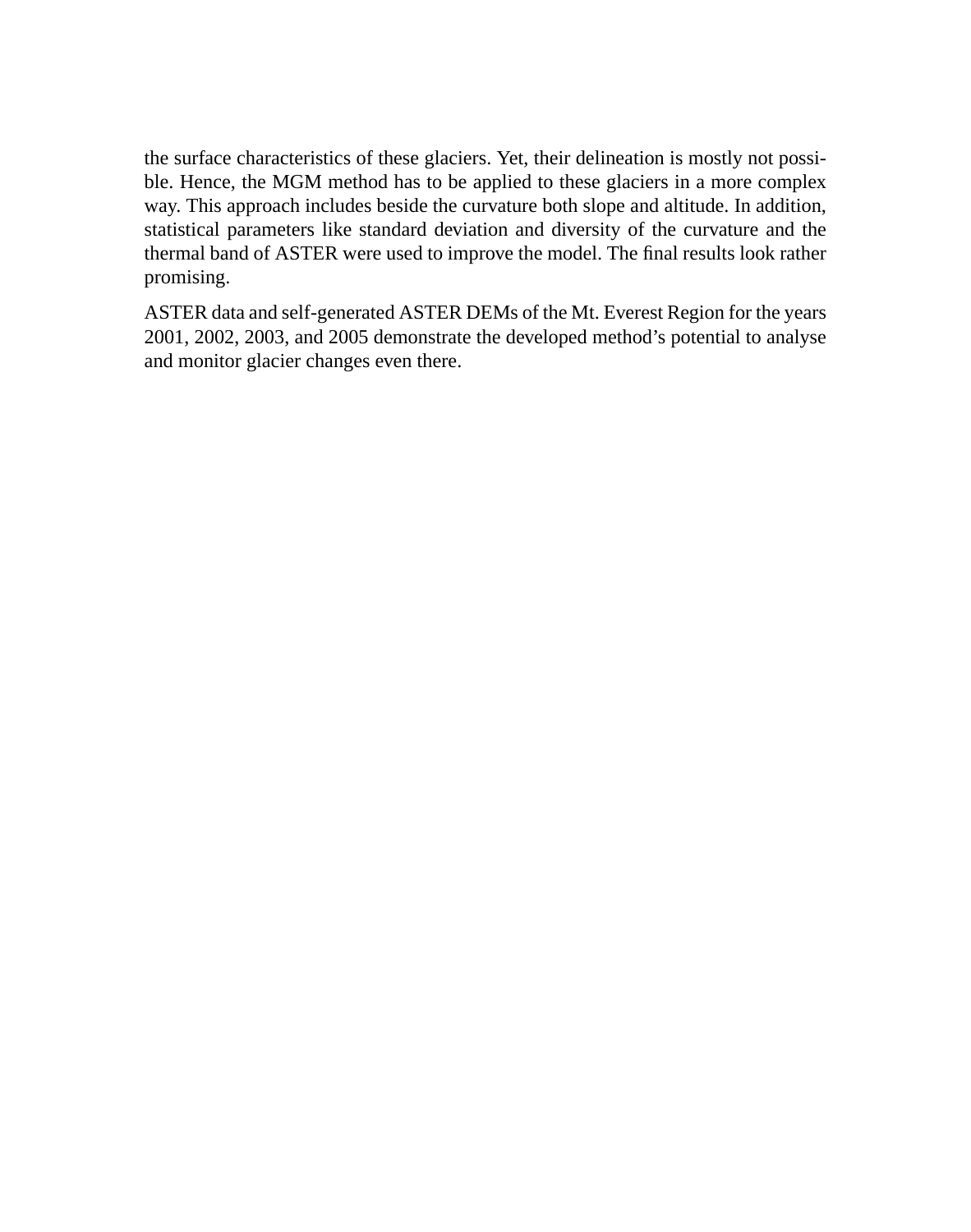the surface characteristics of these glaciers. Yet, their delineation is mostly not possible. Hence, the MGM method has to be applied to these glaciers in a more complex way. This approach includes beside the curvature both slope and altitude. In addition, statistical parameters like standard deviation and diversity of the curvature and the thermal band of ASTER were used to improve the model. The final results look rather promising.

ASTER data and self-generated ASTER DEMs of the Mt. Everest Region for the years 2001, 2002, 2003, and 2005 demonstrate the developed method's potential to analyse and monitor glacier changes even there.